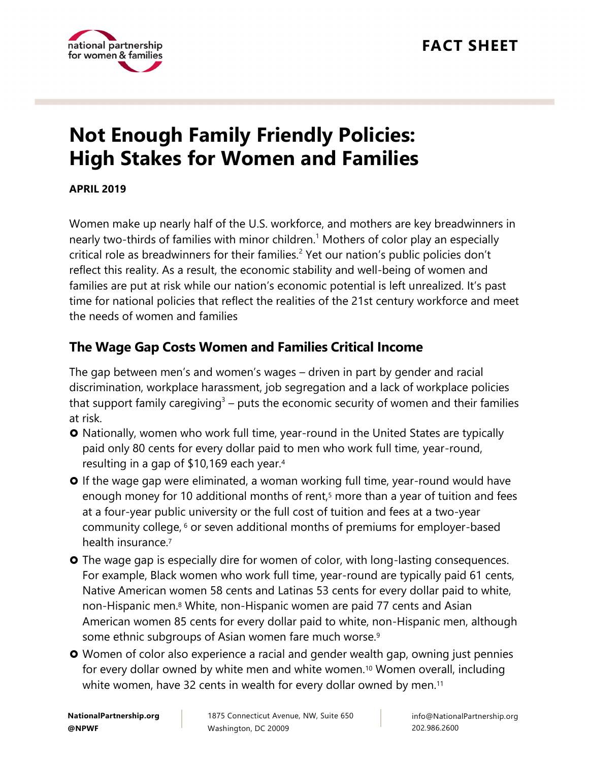**FACT SHEET**

# Not Enough Family Friendly Policies: High Stakes for Women and Families

**APRIL 2019**

Women make up nearly half of the U.S. workforce, and mothers are key breadwinners in nearly two-thirds of families with minor children.[1] Mothers of color play an especially critical role as breadwinners for their families.[2] Yet our nation's public policies don't reflect this reality. As a result, the economic stability and well-being of women and families are put at risk while our nation's economic potential is left unrealized. It's past time for national policies that reflect the realities of the 21st century workforce and meet the needs of women and families

## The Wage Gap Costs Women and Families Critical Income

The gap between men's and women's wages – driven in part by gender and racial discrimination, workplace harassment, job segregation and a lack of workplace policies that support family caregiving[3] – puts the economic security of women and their families at risk.

- Nationally, women who work full time, year-round in the United States are typically paid only 80 cents for every dollar paid to men who work full time, year-round, resulting in a gap of $10,169 each year.[4]
- If the wage gap were eliminated, a woman working full time, year-round would have enough money for 10 additional months of rent,[5] more than a year of tuition and fees at a four-year public university or the full cost of tuition and fees at a two-year community college, [6] or seven additional months of premiums for employer-based health insurance.[7]
- The wage gap is especially dire for women of color, with long-lasting consequences. For example, Black women who work full time, year-round are typically paid 61 cents, Native American women 58 cents and Latinas 53 cents for every dollar paid to white, non-Hispanic men.[8] White, non-Hispanic women are paid 77 cents and Asian American women 85 cents for every dollar paid to white, non-Hispanic men, although some ethnic subgroups of Asian women fare much worse.[9]
- Women of color also experience a racial and gender wealth gap, owning just pennies for every dollar owned by white men and white women.[10] Women overall, including white women, have 32 cents in wealth for every dollar owned by men.[11]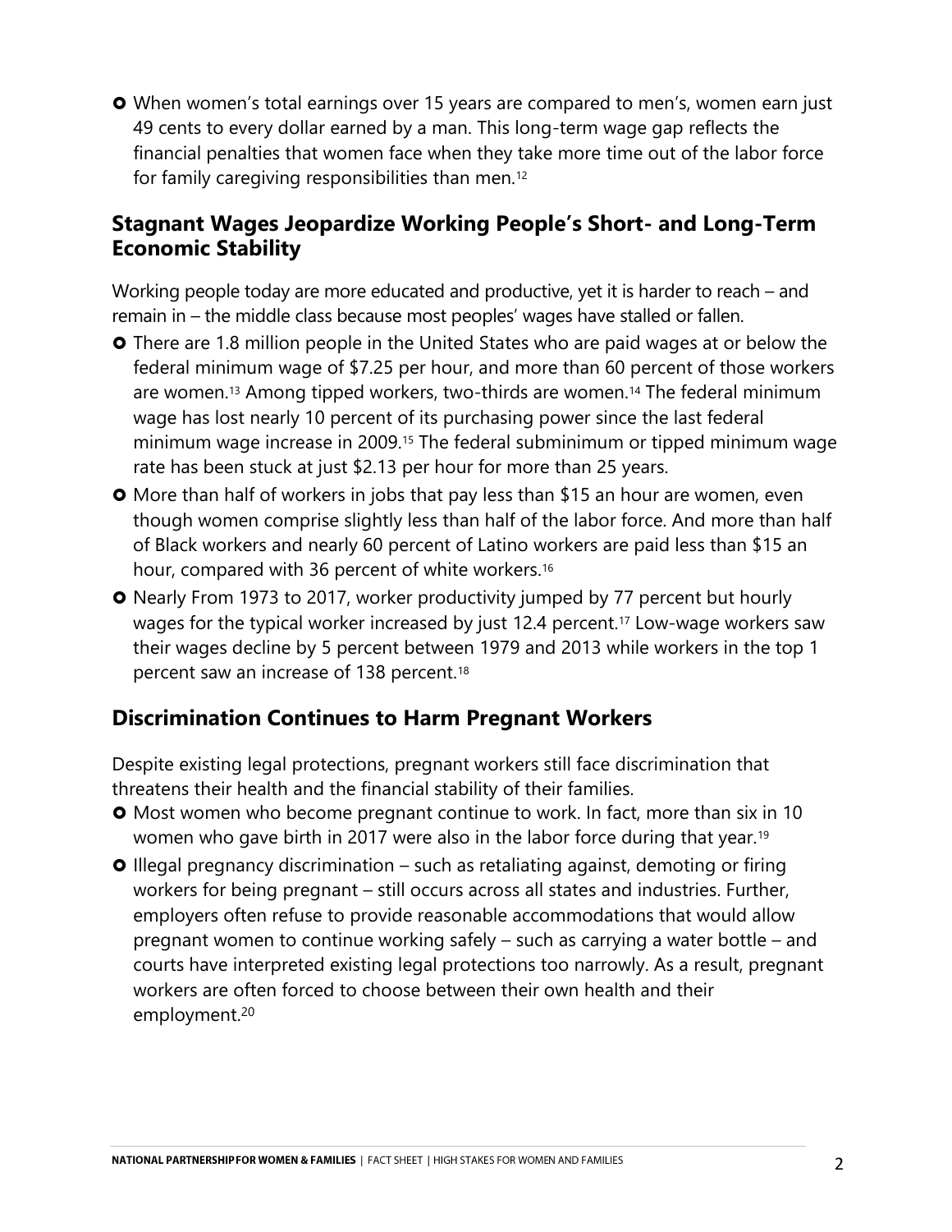- When women's total earnings over 15 years are compared to men's, women earn just 49 cents to every dollar earned by a man. This long-term wage gap reflects the financial penalties that women face when they take more time out of the labor force for family caregiving responsibilities than men.[12]

## Stagnant Wages Jeopardize Working People's Short- and Long-Term Economic Stability

Working people today are more educated and productive, yet it is harder to reach – and remain in – the middle class because most peoples' wages have stalled or fallen.

- There are 1.8 million people in the United States who are paid wages at or below the federal minimum wage of $7.25 per hour, and more than 60 percent of those workers are women.[13] Among tipped workers, two-thirds are women.[14] The federal minimum wage has lost nearly 10 percent of its purchasing power since the last federal minimum wage increase in 2009.[15] The federal subminimum or tipped minimum wage rate has been stuck at just $2.13 per hour for more than 25 years.
- More than half of workers in jobs that pay less than $15 an hour are women, even though women comprise slightly less than half of the labor force. And more than half of Black workers and nearly 60 percent of Latino workers are paid less than $15 an hour, compared with 36 percent of white workers.[16]
- Nearly From 1973 to 2017, worker productivity jumped by 77 percent but hourly wages for the typical worker increased by just 12.4 percent.[17] Low-wage workers saw their wages decline by 5 percent between 1979 and 2013 while workers in the top 1 percent saw an increase of 138 percent.[18]

## Discrimination Continues to Harm Pregnant Workers

Despite existing legal protections, pregnant workers still face discrimination that threatens their health and the financial stability of their families.

- Most women who become pregnant continue to work. In fact, more than six in 10 women who gave birth in 2017 were also in the labor force during that year.[19]
- Illegal pregnancy discrimination – such as retaliating against, demoting or firing workers for being pregnant – still occurs across all states and industries. Further, employers often refuse to provide reasonable accommodations that would allow pregnant women to continue working safely – such as carrying a water bottle – and courts have interpreted existing legal protections too narrowly. As a result, pregnant workers are often forced to choose between their own health and their employment.[20]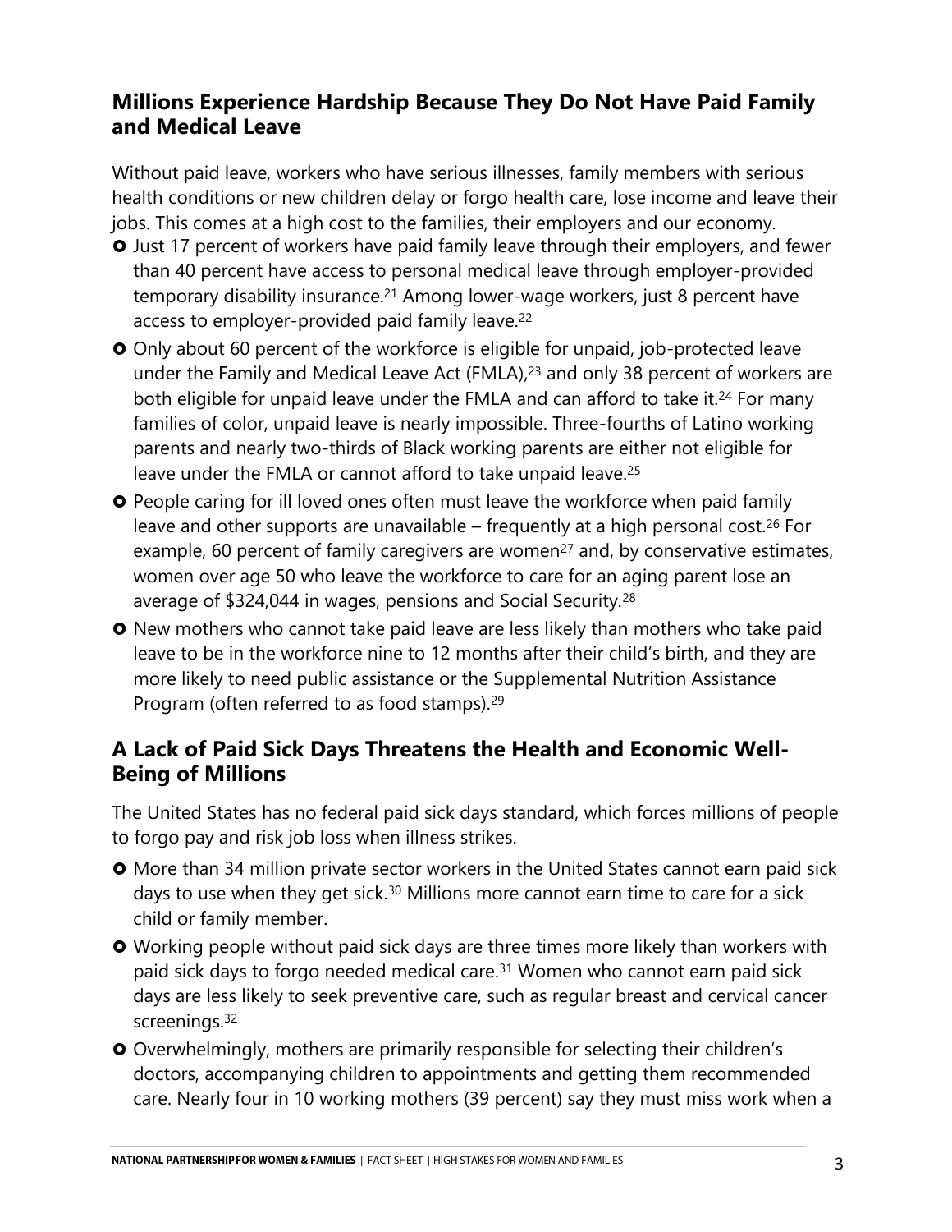## Millions Experience Hardship Because They Do Not Have Paid Family and Medical Leave

Without paid leave, workers who have serious illnesses, family members with serious health conditions or new children delay or forgo health care, lose income and leave their jobs. This comes at a high cost to the families, their employers and our economy.

- Just 17 percent of workers have paid family leave through their employers, and fewer than 40 percent have access to personal medical leave through employer-provided temporary disability insurance.[21] Among lower-wage workers, just 8 percent have access to employer-provided paid family leave.[22]
- Only about 60 percent of the workforce is eligible for unpaid, job-protected leave under the Family and Medical Leave Act (FMLA),[23] and only 38 percent of workers are both eligible for unpaid leave under the FMLA and can afford to take it.[24] For many families of color, unpaid leave is nearly impossible. Three-fourths of Latino working parents and nearly two-thirds of Black working parents are either not eligible for leave under the FMLA or cannot afford to take unpaid leave.[25]
- People caring for ill loved ones often must leave the workforce when paid family leave and other supports are unavailable – frequently at a high personal cost.[26] For example, 60 percent of family caregivers are women[27] and, by conservative estimates, women over age 50 who leave the workforce to care for an aging parent lose an average of $324,044 in wages, pensions and Social Security.[28]
- New mothers who cannot take paid leave are less likely than mothers who take paid leave to be in the workforce nine to 12 months after their child's birth, and they are more likely to need public assistance or the Supplemental Nutrition Assistance Program (often referred to as food stamps).[29]

## A Lack of Paid Sick Days Threatens the Health and Economic Well-Being of Millions

The United States has no federal paid sick days standard, which forces millions of people to forgo pay and risk job loss when illness strikes.

- More than 34 million private sector workers in the United States cannot earn paid sick days to use when they get sick.[30] Millions more cannot earn time to care for a sick child or family member.
- Working people without paid sick days are three times more likely than workers with paid sick days to forgo needed medical care.[31] Women who cannot earn paid sick days are less likely to seek preventive care, such as regular breast and cervical cancer screenings.[32]
- Overwhelmingly, mothers are primarily responsible for selecting their children's doctors, accompanying children to appointments and getting them recommended care. Nearly four in 10 working mothers (39 percent) say they must miss work when a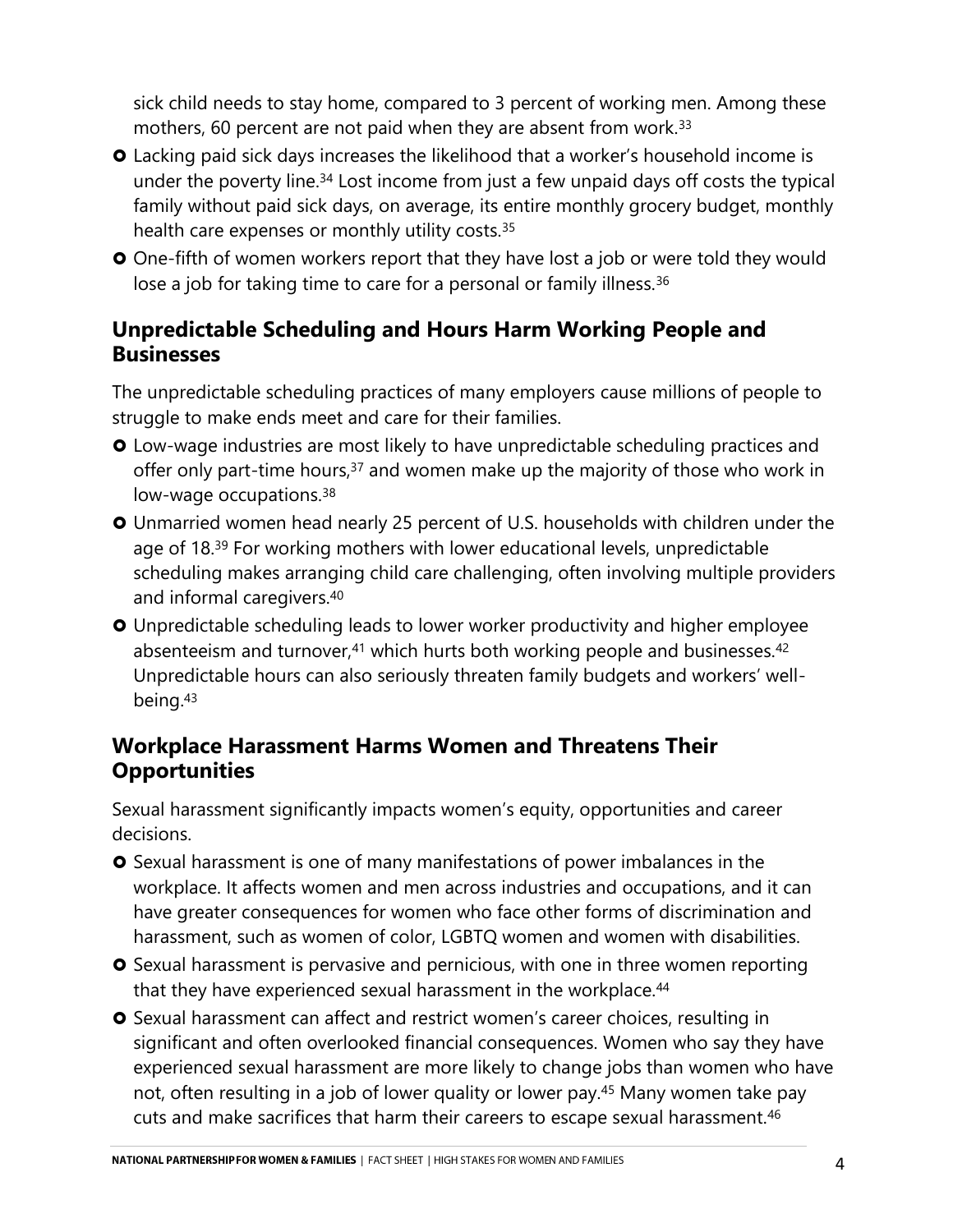sick child needs to stay home, compared to 3 percent of working men. Among these mothers, 60 percent are not paid when they are absent from work.[33]

- Lacking paid sick days increases the likelihood that a worker's household income is under the poverty line.[34] Lost income from just a few unpaid days off costs the typical family without paid sick days, on average, its entire monthly grocery budget, monthly health care expenses or monthly utility costs.[35]
- One-fifth of women workers report that they have lost a job or were told they would lose a job for taking time to care for a personal or family illness.[36]

## Unpredictable Scheduling and Hours Harm Working People and Businesses

The unpredictable scheduling practices of many employers cause millions of people to struggle to make ends meet and care for their families.

- Low-wage industries are most likely to have unpredictable scheduling practices and offer only part-time hours,[37] and women make up the majority of those who work in low-wage occupations.[38]
- Unmarried women head nearly 25 percent of U.S. households with children under the age of 18.[39] For working mothers with lower educational levels, unpredictable scheduling makes arranging child care challenging, often involving multiple providers and informal caregivers.[40]
- Unpredictable scheduling leads to lower worker productivity and higher employee absenteeism and turnover,[41] which hurts both working people and businesses.[42] Unpredictable hours can also seriously threaten family budgets and workers' well-being.[43]

## Workplace Harassment Harms Women and Threatens Their Opportunities

Sexual harassment significantly impacts women's equity, opportunities and career decisions.

- Sexual harassment is one of many manifestations of power imbalances in the workplace. It affects women and men across industries and occupations, and it can have greater consequences for women who face other forms of discrimination and harassment, such as women of color, LGBTQ women and women with disabilities.
- Sexual harassment is pervasive and pernicious, with one in three women reporting that they have experienced sexual harassment in the workplace.[44]
- Sexual harassment can affect and restrict women's career choices, resulting in significant and often overlooked financial consequences. Women who say they have experienced sexual harassment are more likely to change jobs than women who have not, often resulting in a job of lower quality or lower pay.[45] Many women take pay cuts and make sacrifices that harm their careers to escape sexual harassment.[46]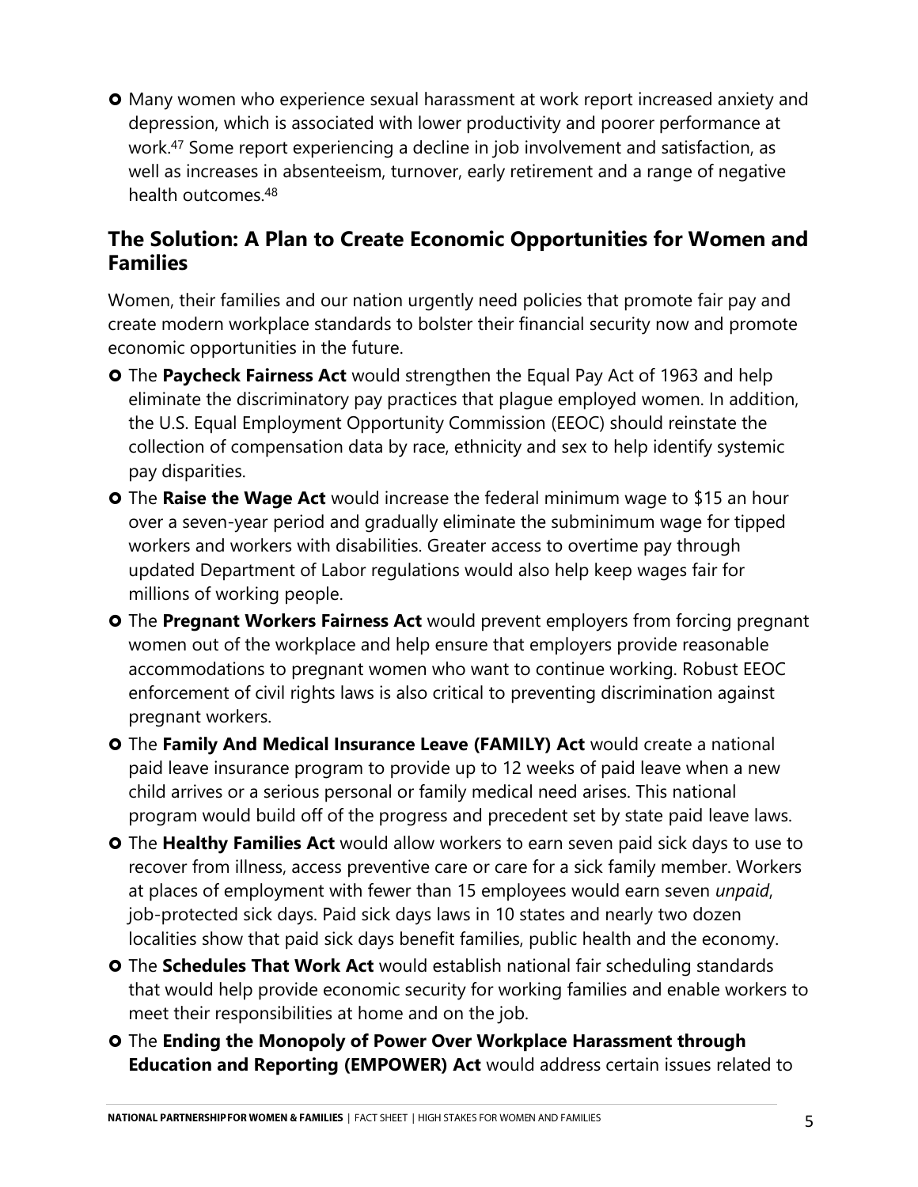- Many women who experience sexual harassment at work report increased anxiety and depression, which is associated with lower productivity and poorer performance at work.[47] Some report experiencing a decline in job involvement and satisfaction, as well as increases in absenteeism, turnover, early retirement and a range of negative health outcomes.[48]

## The Solution: A Plan to Create Economic Opportunities for Women and Families

Women, their families and our nation urgently need policies that promote fair pay and create modern workplace standards to bolster their financial security now and promote economic opportunities in the future.

- The **Paycheck Fairness Act** would strengthen the Equal Pay Act of 1963 and help eliminate the discriminatory pay practices that plague employed women. In addition, the U.S. Equal Employment Opportunity Commission (EEOC) should reinstate the collection of compensation data by race, ethnicity and sex to help identify systemic pay disparities.
- The **Raise the Wage Act** would increase the federal minimum wage to $15 an hour over a seven-year period and gradually eliminate the subminimum wage for tipped workers and workers with disabilities. Greater access to overtime pay through updated Department of Labor regulations would also help keep wages fair for millions of working people.
- The **Pregnant Workers Fairness Act** would prevent employers from forcing pregnant women out of the workplace and help ensure that employers provide reasonable accommodations to pregnant women who want to continue working. Robust EEOC enforcement of civil rights laws is also critical to preventing discrimination against pregnant workers.
- The **Family And Medical Insurance Leave (FAMILY) Act** would create a national paid leave insurance program to provide up to 12 weeks of paid leave when a new child arrives or a serious personal or family medical need arises. This national program would build off of the progress and precedent set by state paid leave laws.
- The **Healthy Families Act** would allow workers to earn seven paid sick days to use to recover from illness, access preventive care or care for a sick family member. Workers at places of employment with fewer than 15 employees would earn seven *unpaid*, job-protected sick days. Paid sick days laws in 10 states and nearly two dozen localities show that paid sick days benefit families, public health and the economy.
- The **Schedules That Work Act** would establish national fair scheduling standards that would help provide economic security for working families and enable workers to meet their responsibilities at home and on the job.
- The **Ending the Monopoly of Power Over Workplace Harassment through Education and Reporting (EMPOWER) Act** would address certain issues related to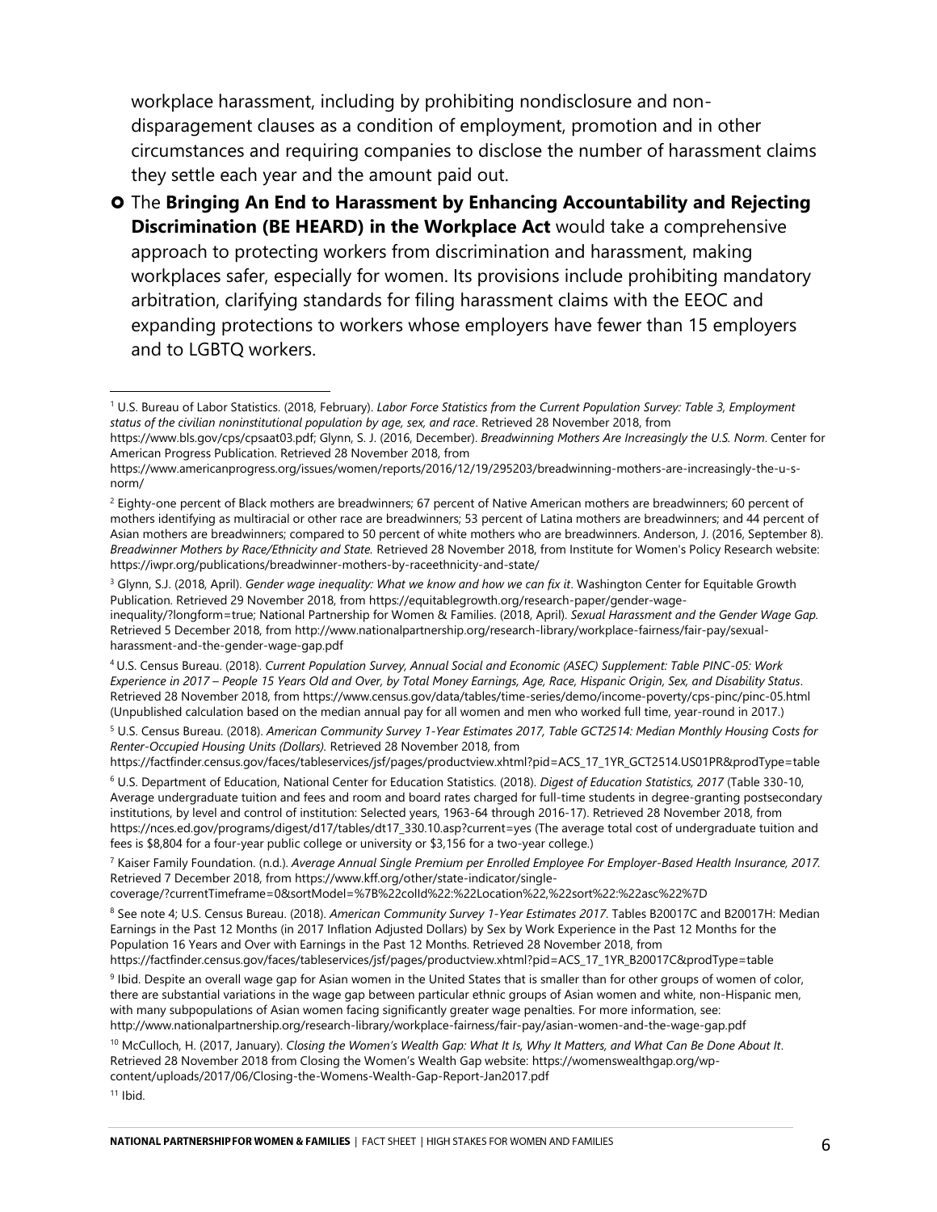workplace harassment, including by prohibiting nondisclosure and non-disparagement clauses as a condition of employment, promotion and in other circumstances and requiring companies to disclose the number of harassment claims they settle each year and the amount paid out.

- The **Bringing An End to Harassment by Enhancing Accountability and Rejecting Discrimination (BE HEARD) in the Workplace Act** would take a comprehensive approach to protecting workers from discrimination and harassment, making workplaces safer, especially for women. Its provisions include prohibiting mandatory arbitration, clarifying standards for filing harassment claims with the EEOC and expanding protections to workers whose employers have fewer than 15 employers and to LGBTQ workers.

---

[1] U.S. Bureau of Labor Statistics. (2018, February). *Labor Force Statistics from the Current Population Survey: Table 3, Employment status of the civilian noninstitutional population by age, sex, and race*. Retrieved 28 November 2018, from https://www.bls.gov/cps/cpsaat03.pdf; Glynn, S. J. (2016, December). *Breadwinning Mothers Are Increasingly the U.S. Norm*. Center for American Progress Publication. Retrieved 28 November 2018, from https://www.americanprogress.org/issues/women/reports/2016/12/19/295203/breadwinning-mothers-are-increasingly-the-u-s-norm/

[2] Eighty-one percent of Black mothers are breadwinners; 67 percent of Native American mothers are breadwinners; 60 percent of mothers identifying as multiracial or other race are breadwinners; 53 percent of Latina mothers are breadwinners; and 44 percent of Asian mothers are breadwinners; compared to 50 percent of white mothers who are breadwinners. Anderson, J. (2016, September 8). *Breadwinner Mothers by Race/Ethnicity and State.* Retrieved 28 November 2018, from Institute for Women's Policy Research website: https://iwpr.org/publications/breadwinner-mothers-by-raceethnicity-and-state/

[3] Glynn, S.J. (2018, April). *Gender wage inequality: What we know and how we can fix it*. Washington Center for Equitable Growth Publication. Retrieved 29 November 2018, from https://equitablegrowth.org/research-paper/gender-wage-inequality/?longform=true; National Partnership for Women & Families. (2018, April). *Sexual Harassment and the Gender Wage Gap.* Retrieved 5 December 2018, from http://www.nationalpartnership.org/research-library/workplace-fairness/fair-pay/sexual-harassment-and-the-gender-wage-gap.pdf

[4] U.S. Census Bureau. (2018). *Current Population Survey, Annual Social and Economic (ASEC) Supplement: Table PINC-05: Work Experience in 2017 – People 15 Years Old and Over, by Total Money Earnings, Age, Race, Hispanic Origin, Sex, and Disability Status*. Retrieved 28 November 2018, from https://www.census.gov/data/tables/time-series/demo/income-poverty/cps-pinc/pinc-05.html (Unpublished calculation based on the median annual pay for all women and men who worked full time, year-round in 2017.)

[5] U.S. Census Bureau. (2018). *American Community Survey 1-Year Estimates 2017, Table GCT2514: Median Monthly Housing Costs for Renter-Occupied Housing Units (Dollars).* Retrieved 28 November 2018, from https://factfinder.census.gov/faces/tableservices/jsf/pages/productview.xhtml?pid=ACS_17_1YR_GCT2514.US01PR&prodType=table

[6] U.S. Department of Education, National Center for Education Statistics. (2018). *Digest of Education Statistics, 2017* (Table 330-10, Average undergraduate tuition and fees and room and board rates charged for full-time students in degree-granting postsecondary institutions, by level and control of institution: Selected years, 1963-64 through 2016-17). Retrieved 28 November 2018, from https://nces.ed.gov/programs/digest/d17/tables/dt17_330.10.asp?current=yes (The average total cost of undergraduate tuition and fees is $8,804 for a four-year public college or university or $3,156 for a two-year college.)

[7] Kaiser Family Foundation. (n.d.). *Average Annual Single Premium per Enrolled Employee For Employer-Based Health Insurance, 2017.* Retrieved 7 December 2018, from https://www.kff.org/other/state-indicator/single-coverage/?currentTimeframe=0&sortModel=%7B%22colId%22:%22Location%22,%22sort%22:%22asc%22%7D

[8] See note 4; U.S. Census Bureau. (2018). *American Community Survey 1-Year Estimates 2017*. Tables B20017C and B20017H: Median Earnings in the Past 12 Months (in 2017 Inflation Adjusted Dollars) by Sex by Work Experience in the Past 12 Months for the Population 16 Years and Over with Earnings in the Past 12 Months. Retrieved 28 November 2018, from https://factfinder.census.gov/faces/tableservices/jsf/pages/productview.xhtml?pid=ACS_17_1YR_B20017C&prodType=table

[9] Ibid. Despite an overall wage gap for Asian women in the United States that is smaller than for other groups of women of color, there are substantial variations in the wage gap between particular ethnic groups of Asian women and white, non-Hispanic men, with many subpopulations of Asian women facing significantly greater wage penalties. For more information, see: http://www.nationalpartnership.org/research-library/workplace-fairness/fair-pay/asian-women-and-the-wage-gap.pdf

[10] McCulloch, H. (2017, January). *Closing the Women's Wealth Gap: What It Is, Why It Matters, and What Can Be Done About It*. Retrieved 28 November 2018 from Closing the Women's Wealth Gap website: https://womenswealthgap.org/wp-content/uploads/2017/06/Closing-the-Womens-Wealth-Gap-Report-Jan2017.pdf

[11] Ibid.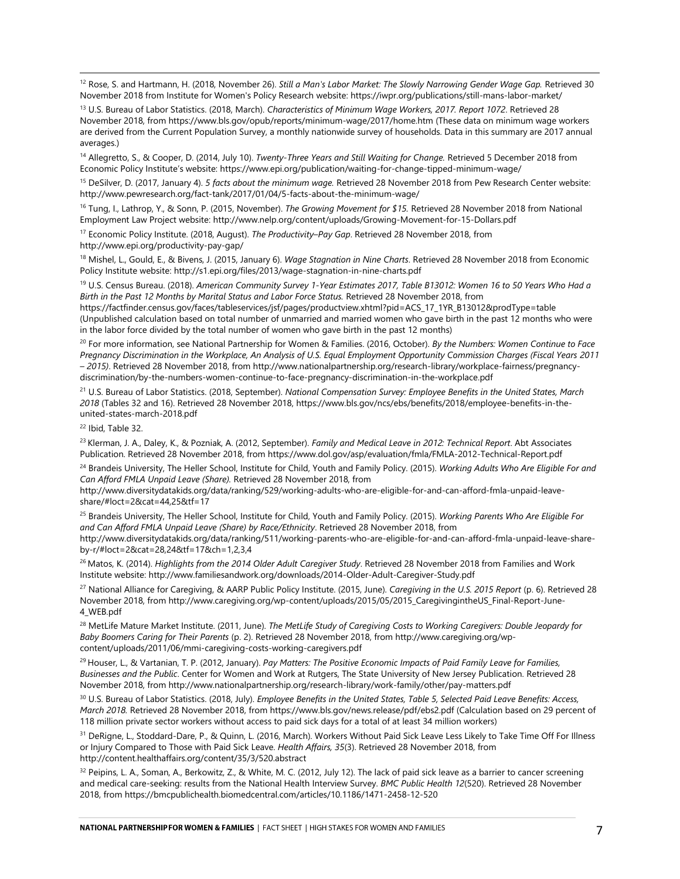[12] Rose, S. and Hartmann, H. (2018, November 26). *Still a Man's Labor Market: The Slowly Narrowing Gender Wage Gap.* Retrieved 30 November 2018 from Institute for Women's Policy Research website: https://iwpr.org/publications/still-mans-labor-market/

[13] U.S. Bureau of Labor Statistics. (2018, March). *Characteristics of Minimum Wage Workers, 2017. Report 1072*. Retrieved 28 November 2018, from https://www.bls.gov/opub/reports/minimum-wage/2017/home.htm (These data on minimum wage workers are derived from the Current Population Survey, a monthly nationwide survey of households. Data in this summary are 2017 annual averages.)

[14] Allegretto, S., & Cooper, D. (2014, July 10). *Twenty-Three Years and Still Waiting for Change.* Retrieved 5 December 2018 from Economic Policy Institute's website: https://www.epi.org/publication/waiting-for-change-tipped-minimum-wage/

[15] DeSilver, D. (2017, January 4). *5 facts about the minimum wage.* Retrieved 28 November 2018 from Pew Research Center website: http://www.pewresearch.org/fact-tank/2017/01/04/5-facts-about-the-minimum-wage/

[16] Tung, I., Lathrop, Y., & Sonn, P. (2015, November). *The Growing Movement for $15.* Retrieved 28 November 2018 from National Employment Law Project website: http://www.nelp.org/content/uploads/Growing-Movement-for-15-Dollars.pdf

[17] Economic Policy Institute. (2018, August). *The Productivity–Pay Gap*. Retrieved 28 November 2018, from http://www.epi.org/productivity-pay-gap/

[18] Mishel, L., Gould, E., & Bivens, J. (2015, January 6). *Wage Stagnation in Nine Charts*. Retrieved 28 November 2018 from Economic Policy Institute website: http://s1.epi.org/files/2013/wage-stagnation-in-nine-charts.pdf

[19] U.S. Census Bureau. (2018). *American Community Survey 1-Year Estimates 2017, Table B13012: Women 16 to 50 Years Who Had a Birth in the Past 12 Months by Marital Status and Labor Force Status.* Retrieved 28 November 2018, from https://factfinder.census.gov/faces/tableservices/jsf/pages/productview.xhtml?pid=ACS_17_1YR_B13012&prodType=table (Unpublished calculation based on total number of unmarried and married women who gave birth in the past 12 months who were in the labor force divided by the total number of women who gave birth in the past 12 months)

[20] For more information, see National Partnership for Women & Families. (2016, October). *By the Numbers: Women Continue to Face Pregnancy Discrimination in the Workplace, An Analysis of U.S. Equal Employment Opportunity Commission Charges (Fiscal Years 2011 – 2015)*. Retrieved 28 November 2018, from http://www.nationalpartnership.org/research-library/workplace-fairness/pregnancy-discrimination/by-the-numbers-women-continue-to-face-pregnancy-discrimination-in-the-workplace.pdf

[21] U.S. Bureau of Labor Statistics. (2018, September). *National Compensation Survey: Employee Benefits in the United States, March 2018* (Tables 32 and 16). Retrieved 28 November 2018, https://www.bls.gov/ncs/ebs/benefits/2018/employee-benefits-in-the-united-states-march-2018.pdf

[22] Ibid, Table 32.

[23] Klerman, J. A., Daley, K., & Pozniak, A. (2012, September). *Family and Medical Leave in 2012: Technical Report*. Abt Associates Publication. Retrieved 28 November 2018, from https://www.dol.gov/asp/evaluation/fmla/FMLA-2012-Technical-Report.pdf

[24] Brandeis University, The Heller School, Institute for Child, Youth and Family Policy. (2015). *Working Adults Who Are Eligible For and Can Afford FMLA Unpaid Leave (Share).* Retrieved 28 November 2018, from http://www.diversitydatakids.org/data/ranking/529/working-adults-who-are-eligible-for-and-can-afford-fmla-unpaid-leave-share/#loct=2&cat=44,25&tf=17

[25] Brandeis University, The Heller School, Institute for Child, Youth and Family Policy. (2015). *Working Parents Who Are Eligible For and Can Afford FMLA Unpaid Leave (Share) by Race/Ethnicity*. Retrieved 28 November 2018, from http://www.diversitydatakids.org/data/ranking/511/working-parents-who-are-eligible-for-and-can-afford-fmla-unpaid-leave-share-by-r/#loct=2&cat=28,24&tf=17&ch=1,2,3,4

[26] Matos, K. (2014). *Highlights from the 2014 Older Adult Caregiver Study*. Retrieved 28 November 2018 from Families and Work Institute website: http://www.familiesandwork.org/downloads/2014-Older-Adult-Caregiver-Study.pdf

[27] National Alliance for Caregiving, & AARP Public Policy Institute. (2015, June). *Caregiving in the U.S. 2015 Report* (p. 6). Retrieved 28 November 2018, from http://www.caregiving.org/wp-content/uploads/2015/05/2015_CaregivingintheUS_Final-Report-June-4_WEB.pdf

[28] MetLife Mature Market Institute. (2011, June). *The MetLife Study of Caregiving Costs to Working Caregivers: Double Jeopardy for Baby Boomers Caring for Their Parents* (p. 2). Retrieved 28 November 2018, from http://www.caregiving.org/wp-content/uploads/2011/06/mmi-caregiving-costs-working-caregivers.pdf

[29] Houser, L., & Vartanian, T. P. (2012, January). *Pay Matters: The Positive Economic Impacts of Paid Family Leave for Families, Businesses and the Public*. Center for Women and Work at Rutgers, The State University of New Jersey Publication. Retrieved 28 November 2018, from http://www.nationalpartnership.org/research-library/work-family/other/pay-matters.pdf

[30] U.S. Bureau of Labor Statistics. (2018, July). *Employee Benefits in the United States, Table 5, Selected Paid Leave Benefits: Access, March 2018.* Retrieved 28 November 2018, from https://www.bls.gov/news.release/pdf/ebs2.pdf (Calculation based on 29 percent of 118 million private sector workers without access to paid sick days for a total of at least 34 million workers)

[31] DeRigne, L., Stoddard-Dare, P., & Quinn, L. (2016, March). Workers Without Paid Sick Leave Less Likely to Take Time Off For Illness or Injury Compared to Those with Paid Sick Leave. *Health Affairs, 35*(3). Retrieved 28 November 2018, from http://content.healthaffairs.org/content/35/3/520.abstract

[32] Peipins, L. A., Soman, A., Berkowitz, Z., & White, M. C. (2012, July 12). The lack of paid sick leave as a barrier to cancer screening and medical care-seeking: results from the National Health Interview Survey. *BMC Public Health 12*(520). Retrieved 28 November 2018, from https://bmcpublichealth.biomedcentral.com/articles/10.1186/1471-2458-12-520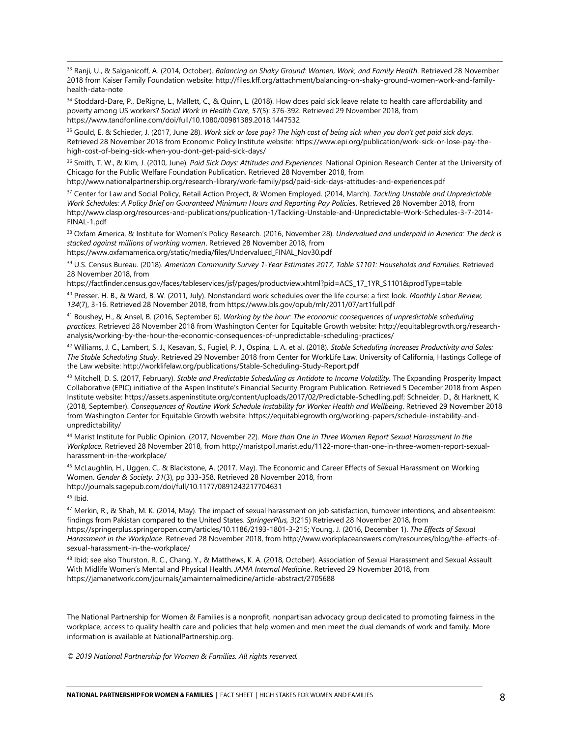[33] Ranji, U., & Salganicoff, A. (2014, October). *Balancing on Shaky Ground: Women, Work, and Family Health*. Retrieved 28 November 2018 from Kaiser Family Foundation website: http://files.kff.org/attachment/balancing-on-shaky-ground-women-work-and-family-health-data-note

[34] Stoddard-Dare, P., DeRigne, L., Mallett, C., & Quinn, L. (2018). How does paid sick leave relate to health care affordability and poverty among US workers? *Social Work in Health Care, 57*(5): 376-392. Retrieved 29 November 2018, from https://www.tandfonline.com/doi/full/10.1080/00981389.2018.1447532

[35] Gould, E. & Schieder, J. (2017, June 28). *Work sick or lose pay? The high cost of being sick when you don't get paid sick days.* Retrieved 28 November 2018 from Economic Policy Institute website: https://www.epi.org/publication/work-sick-or-lose-pay-the-high-cost-of-being-sick-when-you-dont-get-paid-sick-days/

[36] Smith, T. W., & Kim, J. (2010, June). *Paid Sick Days: Attitudes and Experiences*. National Opinion Research Center at the University of Chicago for the Public Welfare Foundation Publication. Retrieved 28 November 2018, from http://www.nationalpartnership.org/research-library/work-family/psd/paid-sick-days-attitudes-and-experiences.pdf

[37] Center for Law and Social Policy, Retail Action Project, & Women Employed. (2014, March). *Tackling Unstable and Unpredictable Work Schedules: A Policy Brief on Guaranteed Minimum Hours and Reporting Pay Policies*. Retrieved 28 November 2018, from http://www.clasp.org/resources-and-publications/publication-1/Tackling-Unstable-and-Unpredictable-Work-Schedules-3-7-2014-FINAL-1.pdf

[38] Oxfam America, & Institute for Women's Policy Research. (2016, November 28). *Undervalued and underpaid in America: The deck is stacked against millions of working women*. Retrieved 28 November 2018, from https://www.oxfamamerica.org/static/media/files/Undervalued_FINAL_Nov30.pdf

[39] U.S. Census Bureau. (2018). *American Community Survey 1-Year Estimates 2017, Table S1101: Households and Families*. Retrieved 28 November 2018, from https://factfinder.census.gov/faces/tableservices/jsf/pages/productview.xhtml?pid=ACS_17_1YR_S1101&prodType=table

[40] Presser, H. B., & Ward, B. W. (2011, July). Nonstandard work schedules over the life course: a first look. *Monthly Labor Review, 134*(7), 3-16. Retrieved 28 November 2018, from https://www.bls.gov/opub/mlr/2011/07/art1full.pdf

[41] Boushey, H., & Ansel, B. (2016, September 6). *Working by the hour: The economic consequences of unpredictable scheduling practices*. Retrieved 28 November 2018 from Washington Center for Equitable Growth website: http://equitablegrowth.org/research-analysis/working-by-the-hour-the-economic-consequences-of-unpredictable-scheduling-practices/

[42] Williams, J. C., Lambert, S. J., Kesavan, S., Fugiel, P. J., Ospina, L. A. et al. (2018). *Stable Scheduling Increases Productivity and Sales: The Stable Scheduling Study*. Retrieved 29 November 2018 from Center for WorkLife Law, University of California, Hastings College of the Law website: http://worklifelaw.org/publications/Stable-Scheduling-Study-Report.pdf

[43] Mitchell, D. S. (2017, February). *Stable and Predictable Scheduling as Antidote to Income Volatility.* The Expanding Prosperity Impact Collaborative (EPIC) initiative of the Aspen Institute's Financial Security Program Publication. Retrieved 5 December 2018 from Aspen Institute website: https://assets.aspeninstitute.org/content/uploads/2017/02/Predictable-Schedling.pdf; Schneider, D., & Harknett, K. (2018, September). *Consequences of Routine Work Schedule Instability for Worker Health and Wellbeing*. Retrieved 29 November 2018 from Washington Center for Equitable Growth website: https://equitablegrowth.org/working-papers/schedule-instability-and-unpredictability/

[44] Marist Institute for Public Opinion. (2017, November 22). *More than One in Three Women Report Sexual Harassment In the Workplace.* Retrieved 28 November 2018, from http://maristpoll.marist.edu/1122-more-than-one-in-three-women-report-sexual-harassment-in-the-workplace/

[45] McLaughlin, H., Uggen, C., & Blackstone, A. (2017, May). The Economic and Career Effects of Sexual Harassment on Working Women. *Gender & Society. 31*(3), pp 333-358. Retrieved 28 November 2018, from http://journals.sagepub.com/doi/full/10.1177/0891243217704631

[46] Ibid.

[47] Merkin, R., & Shah, M. K. (2014, May). The impact of sexual harassment on job satisfaction, turnover intentions, and absenteeism: findings from Pakistan compared to the United States. *SpringerPlus, 3*(215) Retrieved 28 November 2018, from https://springerplus.springeropen.com/articles/10.1186/2193-1801-3-215; Young, J. (2016, December 1). *The Effects of Sexual Harassment in the Workplace*. Retrieved 28 November 2018, from http://www.workplaceanswers.com/resources/blog/the-effects-of-sexual-harassment-in-the-workplace/

[48] Ibid; see also Thurston, R. C., Chang, Y., & Matthews, K. A. (2018, October). Association of Sexual Harassment and Sexual Assault With Midlife Women's Mental and Physical Health. *JAMA Internal Medicine*. Retrieved 29 November 2018, from https://jamanetwork.com/journals/jamainternalmedicine/article-abstract/2705688

The National Partnership for Women & Families is a nonprofit, nonpartisan advocacy group dedicated to promoting fairness in the workplace, access to quality health care and policies that help women and men meet the dual demands of work and family. More information is available at NationalPartnership.org.

*© 2019 National Partnership for Women & Families. All rights reserved.*